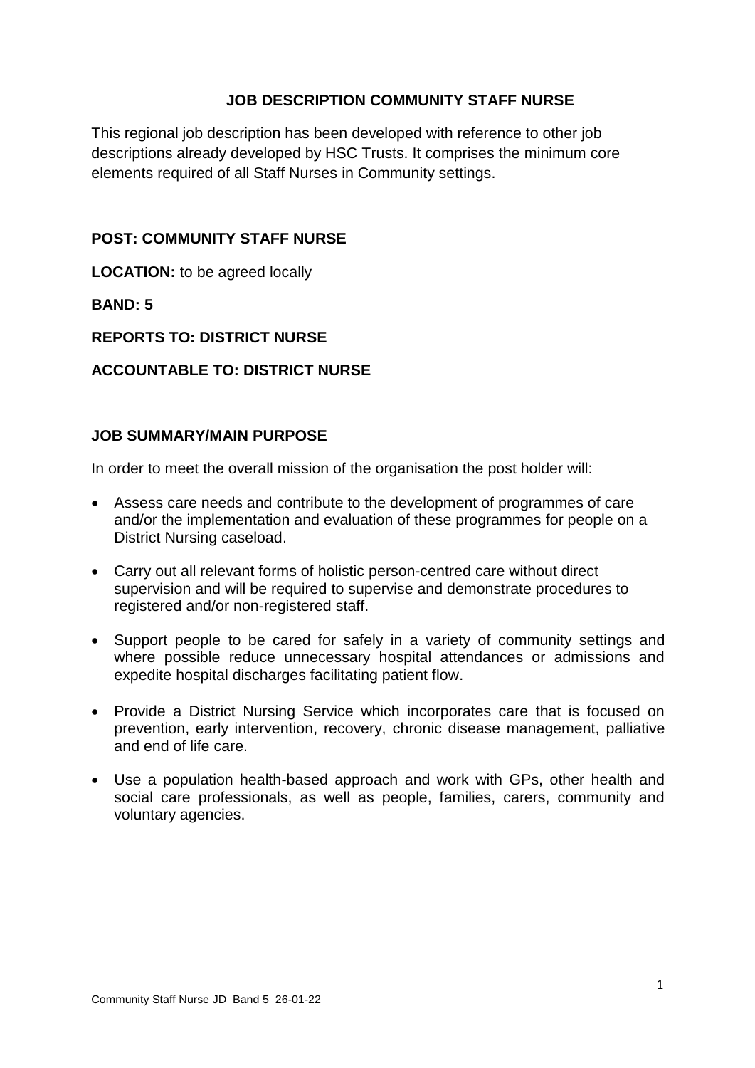# JOB DESCRIPTION COMMUNITY STAFF NURSE

This regional job description has been developed with reference to other job descriptions already developed by HSC Trusts. It comprises the minimum core elements required of all Staff Nurses in Community settings.

**POST: COMMUNITY STAFF NURSE**

**LOCATION:** to be agreed locally

**BAND: 5**

**REPORTS TO: DISTRICT NURSE**

**ACCOUNTABLE TO: DISTRICT NURSE**

## JOB SUMMARY/MAIN PURPOSE

In order to meet the overall mission of the organisation the post holder will:

- Assess care needs and contribute to the development of programmes of care and/or the implementation and evaluation of these programmes for people on a District Nursing caseload.
- Carry out all relevant forms of holistic person-centred care without direct supervision and will be required to supervise and demonstrate procedures to registered and/or non-registered staff.
- Support people to be cared for safely in a variety of community settings and where possible reduce unnecessary hospital attendances or admissions and expedite hospital discharges facilitating patient flow.
- Provide a District Nursing Service which incorporates care that is focused on prevention, early intervention, recovery, chronic disease management, palliative and end of life care.
- Use a population health-based approach and work with GPs, other health and social care professionals, as well as people, families, carers, community and voluntary agencies.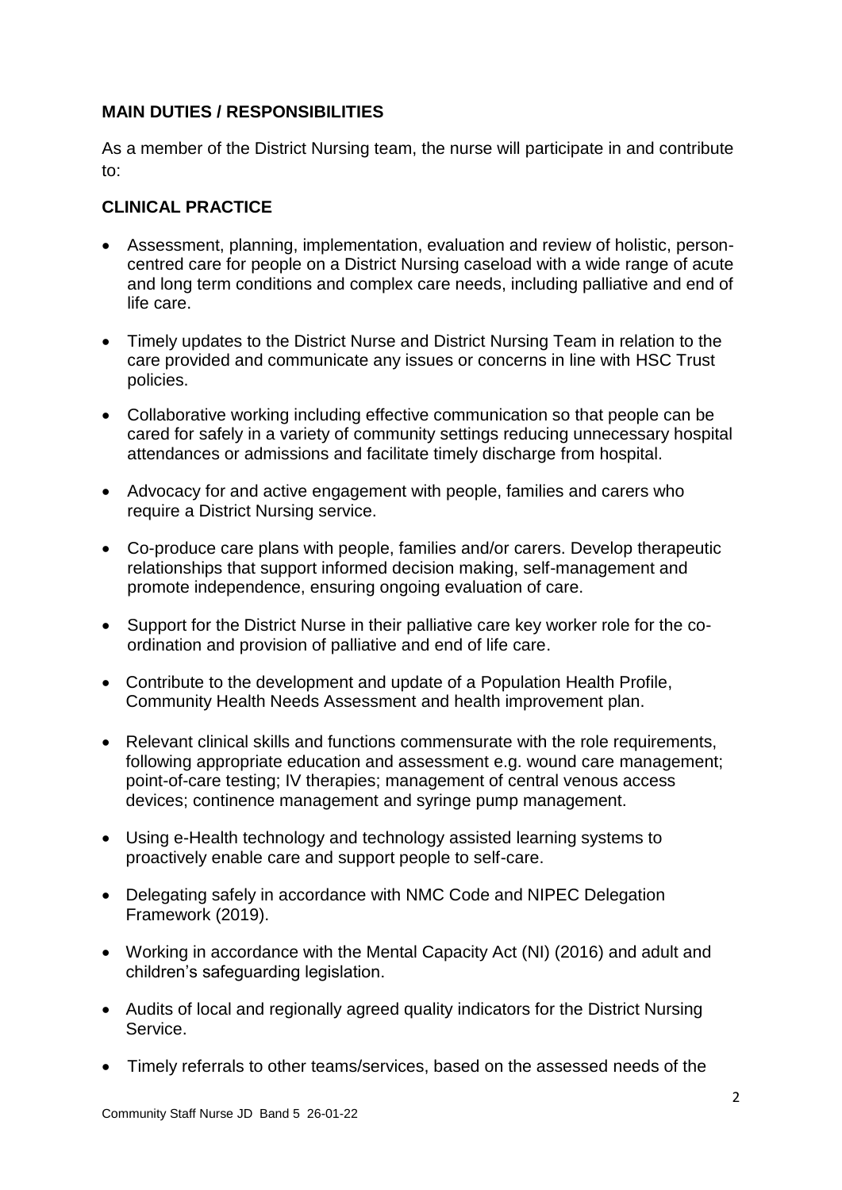## MAIN DUTIES / RESPONSIBILITIES

As a member of the District Nursing team, the nurse will participate in and contribute to:

### CLINICAL PRACTICE

- Assessment, planning, implementation, evaluation and review of holistic, person-centred care for people on a District Nursing caseload with a wide range of acute and long term conditions and complex care needs, including palliative and end of life care.
- Timely updates to the District Nurse and District Nursing Team in relation to the care provided and communicate any issues or concerns in line with HSC Trust policies.
- Collaborative working including effective communication so that people can be cared for safely in a variety of community settings reducing unnecessary hospital attendances or admissions and facilitate timely discharge from hospital.
- Advocacy for and active engagement with people, families and carers who require a District Nursing service.
- Co-produce care plans with people, families and/or carers. Develop therapeutic relationships that support informed decision making, self-management and promote independence, ensuring ongoing evaluation of care.
- Support for the District Nurse in their palliative care key worker role for the co-ordination and provision of palliative and end of life care.
- Contribute to the development and update of a Population Health Profile, Community Health Needs Assessment and health improvement plan.
- Relevant clinical skills and functions commensurate with the role requirements, following appropriate education and assessment e.g. wound care management; point-of-care testing; IV therapies; management of central venous access devices; continence management and syringe pump management.
- Using e-Health technology and technology assisted learning systems to proactively enable care and support people to self-care.
- Delegating safely in accordance with NMC Code and NIPEC Delegation Framework (2019).
- Working in accordance with the Mental Capacity Act (NI) (2016) and adult and children's safeguarding legislation.
- Audits of local and regionally agreed quality indicators for the District Nursing Service.
- Timely referrals to other teams/services, based on the assessed needs of the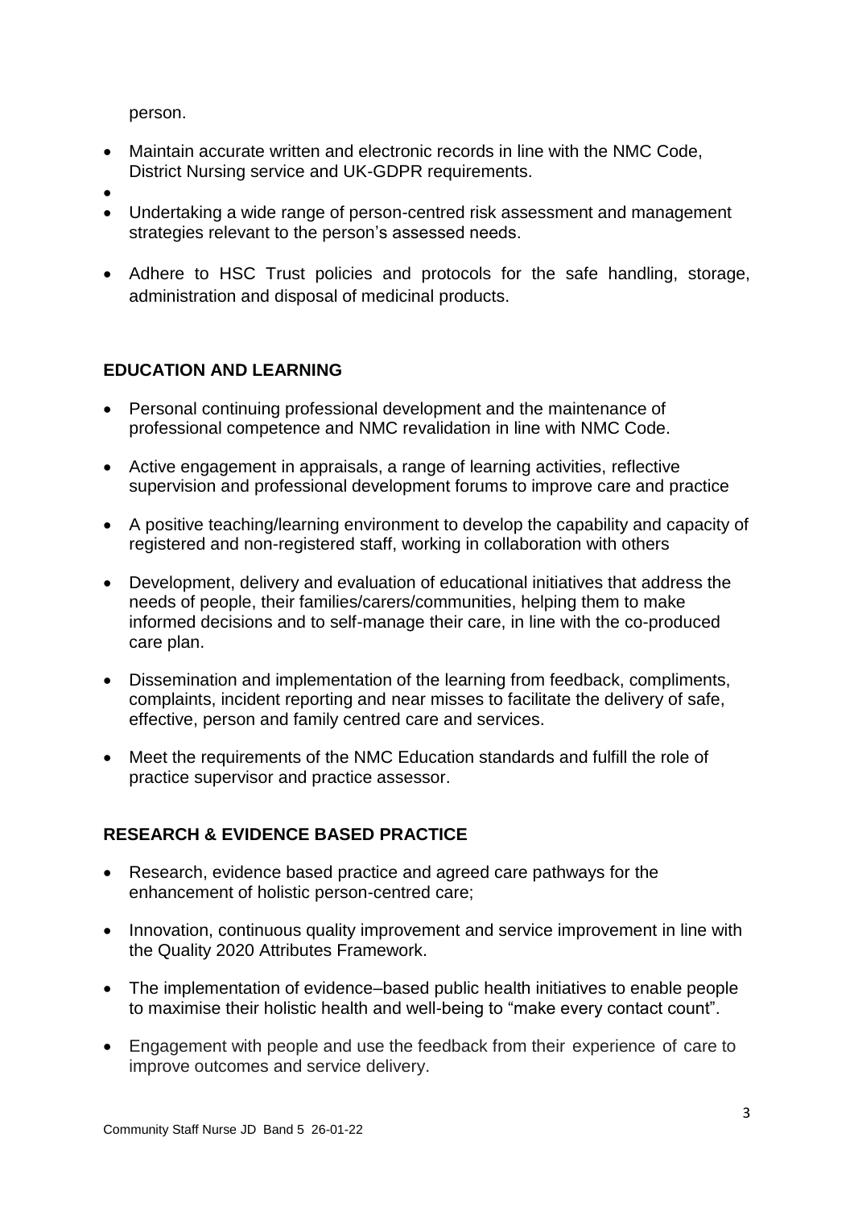person.

- Maintain accurate written and electronic records in line with the NMC Code, District Nursing service and UK-GDPR requirements.
- Undertaking a wide range of person-centred risk assessment and management strategies relevant to the person's assessed needs.
- Adhere to HSC Trust policies and protocols for the safe handling, storage, administration and disposal of medicinal products.

**EDUCATION AND LEARNING**

- Personal continuing professional development and the maintenance of professional competence and NMC revalidation in line with NMC Code.
- Active engagement in appraisals, a range of learning activities, reflective supervision and professional development forums to improve care and practice
- A positive teaching/learning environment to develop the capability and capacity of registered and non-registered staff, working in collaboration with others
- Development, delivery and evaluation of educational initiatives that address the needs of people, their families/carers/communities, helping them to make informed decisions and to self-manage their care, in line with the co-produced care plan.
- Dissemination and implementation of the learning from feedback, compliments, complaints, incident reporting and near misses to facilitate the delivery of safe, effective, person and family centred care and services.
- Meet the requirements of the NMC Education standards and fulfill the role of practice supervisor and practice assessor.

**RESEARCH & EVIDENCE BASED PRACTICE**

- Research, evidence based practice and agreed care pathways for the enhancement of holistic person-centred care;
- Innovation, continuous quality improvement and service improvement in line with the Quality 2020 Attributes Framework.
- The implementation of evidence–based public health initiatives to enable people to maximise their holistic health and well-being to "make every contact count".
- Engagement with people and use the feedback from their experience of care to improve outcomes and service delivery.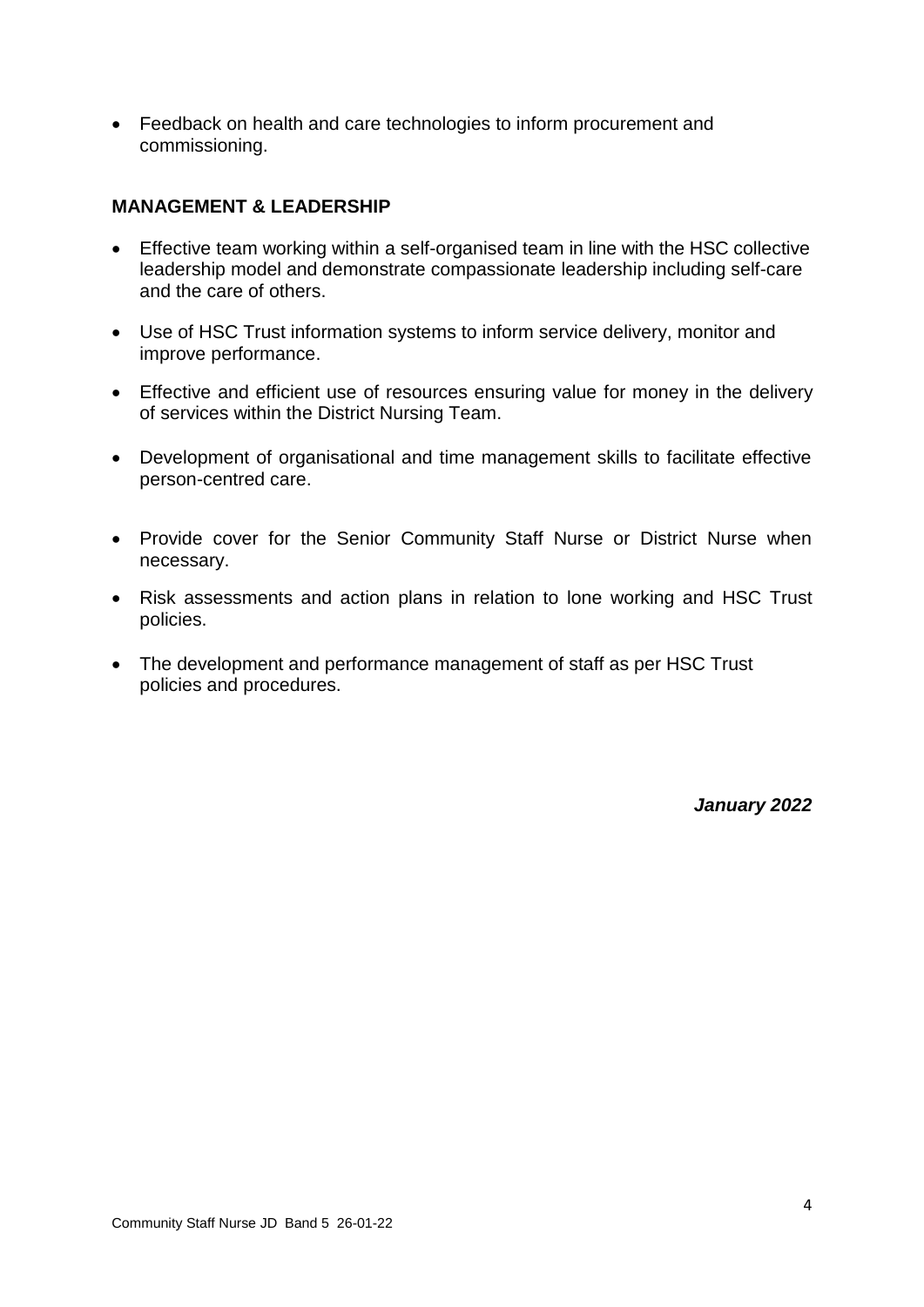- Feedback on health and care technologies to inform procurement and commissioning.

**MANAGEMENT & LEADERSHIP**

- Effective team working within a self-organised team in line with the HSC collective leadership model and demonstrate compassionate leadership including self-care and the care of others.
- Use of HSC Trust information systems to inform service delivery, monitor and improve performance.
- Effective and efficient use of resources ensuring value for money in the delivery of services within the District Nursing Team.
- Development of organisational and time management skills to facilitate effective person-centred care.
- Provide cover for the Senior Community Staff Nurse or District Nurse when necessary.
- Risk assessments and action plans in relation to lone working and HSC Trust policies.
- The development and performance management of staff as per HSC Trust policies and procedures.

***January 2022***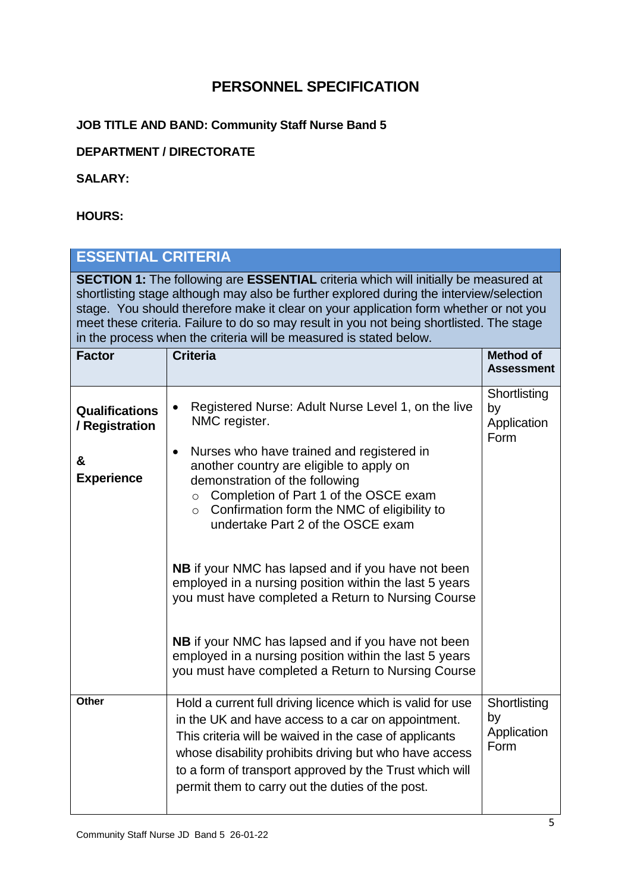# PERSONNEL SPECIFICATION

**JOB TITLE AND BAND: Community Staff Nurse Band 5**

**DEPARTMENT / DIRECTORATE**

**SALARY:**

**HOURS:**

| ESSENTIAL CRITERIA | | |
|---|---|---|
| **SECTION 1:** The following are **ESSENTIAL** criteria which will initially be measured at shortlisting stage although may also be further explored during the interview/selection stage. You should therefore make it clear on your application form whether or not you meet these criteria. Failure to do so may result in you not being shortlisted. The stage in the process when the criteria will be measured is stated below. | | |
| **Factor** | **Criteria** | **Method of Assessment** |
| **Qualifications / Registration & Experience** | • Registered Nurse: Adult Nurse Level 1, on the live NMC register.<br>• Nurses who have trained and registered in another country are eligible to apply on demonstration of the following<br>&nbsp;&nbsp;○ Completion of Part 1 of the OSCE exam<br>&nbsp;&nbsp;○ Confirmation form the NMC of eligibility to undertake Part 2 of the OSCE exam<br><br>**NB** if your NMC has lapsed and if you have not been employed in a nursing position within the last 5 years you must have completed a Return to Nursing Course<br><br>**NB** if your NMC has lapsed and if you have not been employed in a nursing position within the last 5 years you must have completed a Return to Nursing Course | Shortlisting by Application Form |
| **Other** | Hold a current full driving licence which is valid for use in the UK and have access to a car on appointment. This criteria will be waived in the case of applicants whose disability prohibits driving but who have access to a form of transport approved by the Trust which will permit them to carry out the duties of the post. | Shortlisting by Application Form |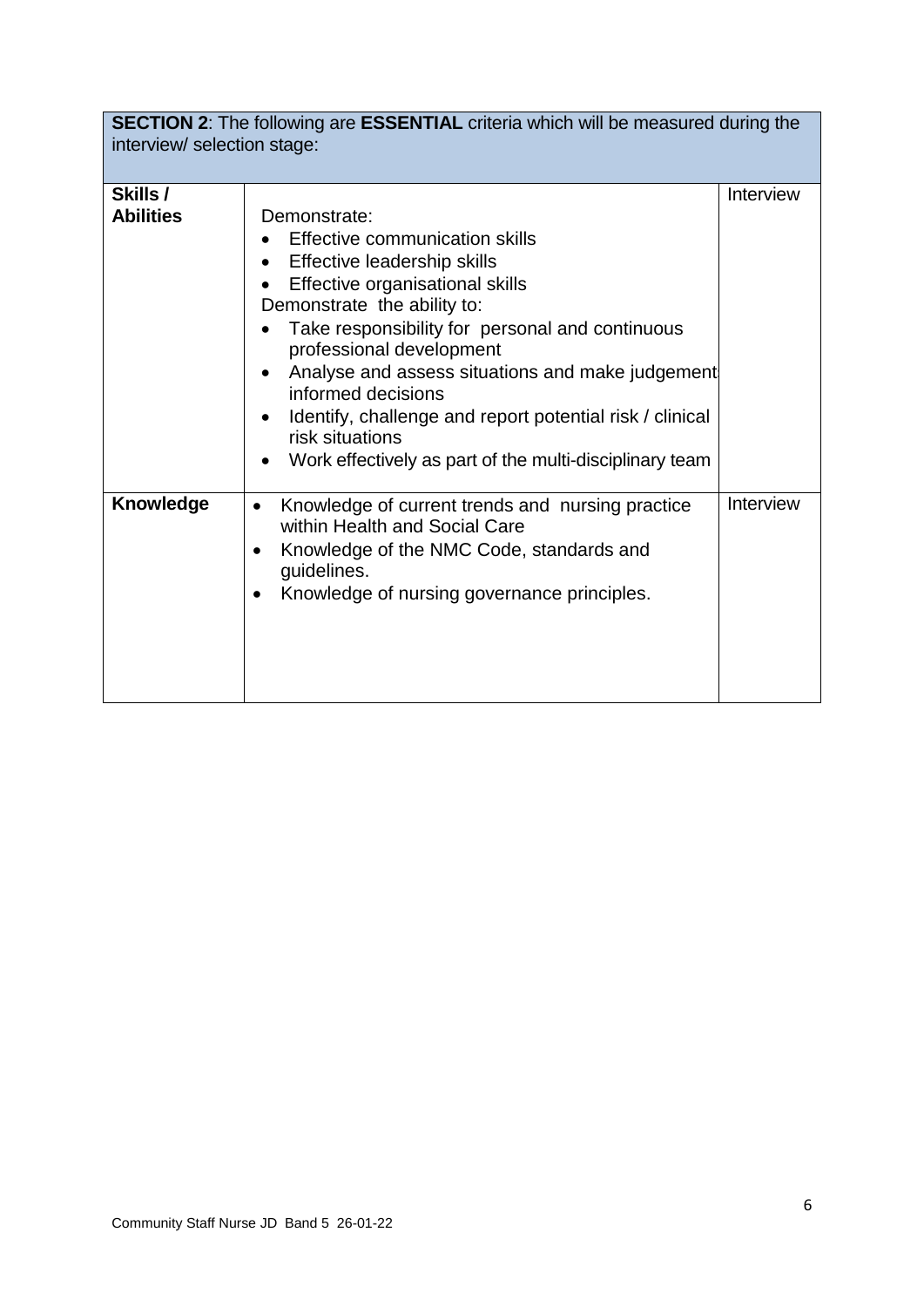**SECTION 2**: The following are **ESSENTIAL** criteria which will be measured during the interview/ selection stage:

| | | |
|---|---|---|
| **Skills / Abilities** | Demonstrate:<br>• Effective communication skills<br>• Effective leadership skills<br>• Effective organisational skills<br>Demonstrate the ability to:<br>• Take responsibility for personal and continuous professional development<br>• Analyse and assess situations and make judgement informed decisions<br>• Identify, challenge and report potential risk / clinical risk situations<br>• Work effectively as part of the multi-disciplinary team | Interview |
| **Knowledge** | • Knowledge of current trends and nursing practice within Health and Social Care<br>• Knowledge of the NMC Code, standards and guidelines.<br>• Knowledge of nursing governance principles. | Interview |

Community Staff Nurse JD Band 5 26-01-22